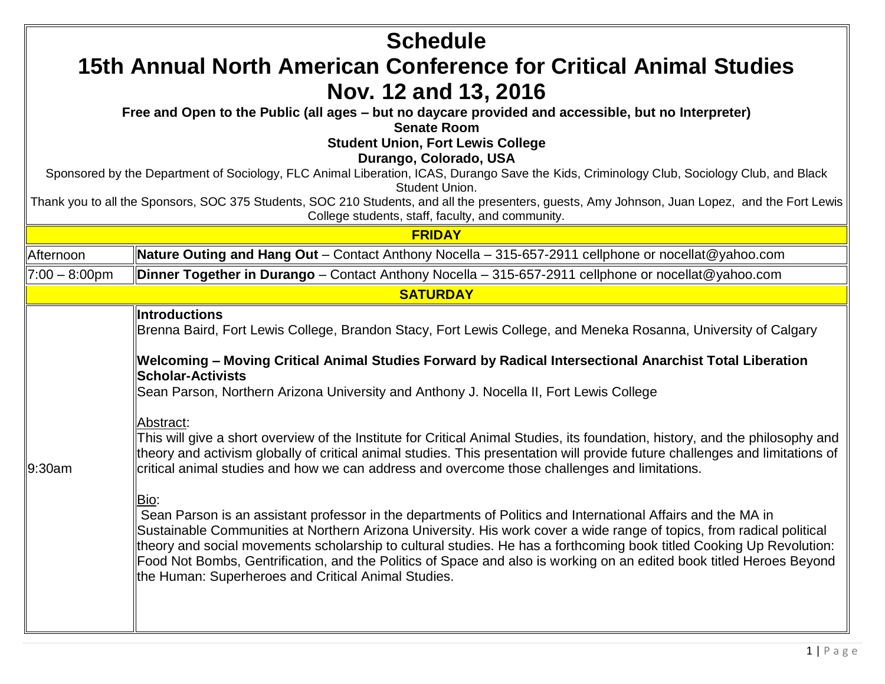# Schedule

# 15th Annual North American Conference for Critical Animal Studies

# Nov. 12 and 13, 2016

**Free and Open to the Public (all ages – but no daycare provided and accessible, but no Interpreter)**

**Senate Room**

**Student Union, Fort Lewis College**

**Durango, Colorado, USA**

Sponsored by the Department of Sociology, FLC Animal Liberation, ICAS, Durango Save the Kids, Criminology Club, Sociology Club, and Black Student Union.

Thank you to all the Sponsors, SOC 375 Students, SOC 210 Students, and all the presenters, guests, Amy Johnson, Juan Lopez, and the Fort Lewis College students, staff, faculty, and community.

| **FRIDAY** | |
|---|---|
| Afternoon | **Nature Outing and Hang Out** – Contact Anthony Nocella – 315-657-2911 cellphone or nocellat@yahoo.com |
| 7:00 – 8:00pm | **Dinner Together in Durango** – Contact Anthony Nocella – 315-657-2911 cellphone or nocellat@yahoo.com |
| **SATURDAY** | |
| 9:30am | **Introductions**<br>Brenna Baird, Fort Lewis College, Brandon Stacy, Fort Lewis College, and Meneka Rosanna, University of Calgary<br><br>**Welcoming – Moving Critical Animal Studies Forward by Radical Intersectional Anarchist Total Liberation Scholar-Activists**<br>Sean Parson, Northern Arizona University and Anthony J. Nocella II, Fort Lewis College<br><br>Abstract:<br>This will give a short overview of the Institute for Critical Animal Studies, its foundation, history, and the philosophy and theory and activism globally of critical animal studies. This presentation will provide future challenges and limitations of critical animal studies and how we can address and overcome those challenges and limitations.<br><br>Bio:<br>Sean Parson is an assistant professor in the departments of Politics and International Affairs and the MA in Sustainable Communities at Northern Arizona University. His work cover a wide range of topics, from radical political theory and social movements scholarship to cultural studies. He has a forthcoming book titled Cooking Up Revolution: Food Not Bombs, Gentrification, and the Politics of Space and also is working on an edited book titled Heroes Beyond the Human: Superheroes and Critical Animal Studies. |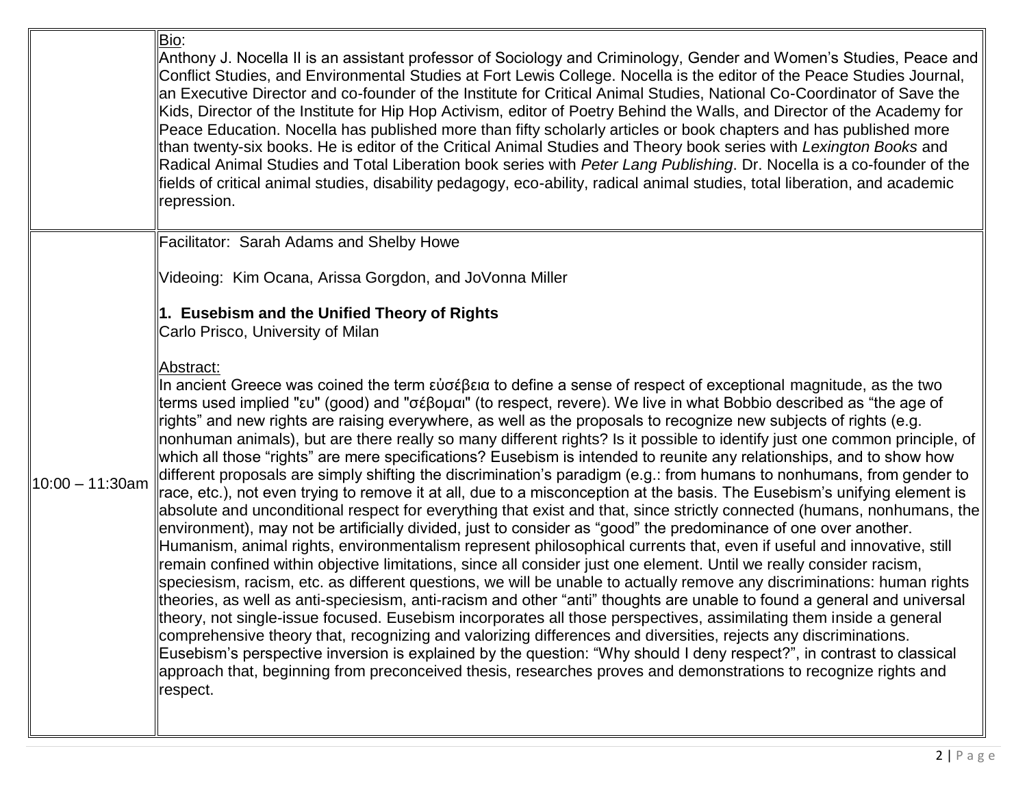| | |
|---|---|
| | Bio:<br>Anthony J. Nocella II is an assistant professor of Sociology and Criminology, Gender and Women's Studies, Peace and Conflict Studies, and Environmental Studies at Fort Lewis College. Nocella is the editor of the Peace Studies Journal, an Executive Director and co-founder of the Institute for Critical Animal Studies, National Co-Coordinator of Save the Kids, Director of the Institute for Hip Hop Activism, editor of Poetry Behind the Walls, and Director of the Academy for Peace Education. Nocella has published more than fifty scholarly articles or book chapters and has published more than twenty-six books. He is editor of the Critical Animal Studies and Theory book series with *Lexington Books* and Radical Animal Studies and Total Liberation book series with *Peter Lang Publishing*. Dr. Nocella is a co-founder of the fields of critical animal studies, disability pedagogy, eco-ability, radical animal studies, total liberation, and academic repression. |
| 10:00 – 11:30am | Facilitator: Sarah Adams and Shelby Howe<br><br>Videoing: Kim Ocana, Arissa Gorgdon, and JoVonna Miller<br><br>**1. Eusebism and the Unified Theory of Rights**<br>Carlo Prisco, University of Milan<br><br>Abstract:<br>In ancient Greece was coined the term εὐσέβεια to define a sense of respect of exceptional magnitude, as the two terms used implied "ευ" (good) and "σέβομαι" (to respect, revere). We live in what Bobbio described as "the age of rights" and new rights are raising everywhere, as well as the proposals to recognize new subjects of rights (e.g. nonhuman animals), but are there really so many different rights? Is it possible to identify just one common principle, of which all those "rights" are mere specifications? Eusebism is intended to reunite any relationships, and to show how different proposals are simply shifting the discrimination's paradigm (e.g.: from humans to nonhumans, from gender to race, etc.), not even trying to remove it at all, due to a misconception at the basis. The Eusebism's unifying element is absolute and unconditional respect for everything that exist and that, since strictly connected (humans, nonhumans, the environment), may not be artificially divided, just to consider as "good" the predominance of one over another. Humanism, animal rights, environmentalism represent philosophical currents that, even if useful and innovative, still remain confined within objective limitations, since all consider just one element. Until we really consider racism, speciesism, racism, etc. as different questions, we will be unable to actually remove any discriminations: human rights theories, as well as anti-speciesism, anti-racism and other "anti" thoughts are unable to found a general and universal theory, not single-issue focused. Eusebism incorporates all those perspectives, assimilating them inside a general comprehensive theory that, recognizing and valorizing differences and diversities, rejects any discriminations. Eusebism's perspective inversion is explained by the question: "Why should I deny respect?", in contrast to classical approach that, beginning from preconceived thesis, researches proves and demonstrations to recognize rights and respect. |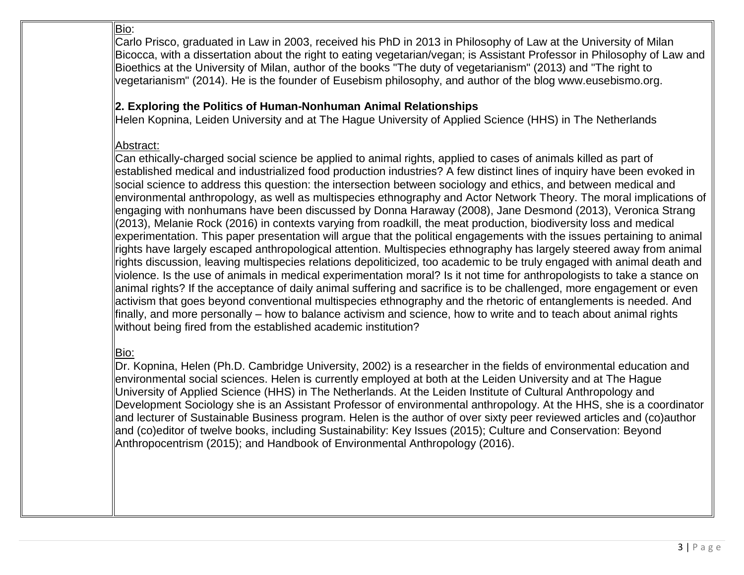Bio:
Carlo Prisco, graduated in Law in 2003, received his PhD in 2013 in Philosophy of Law at the University of Milan Bicocca, with a dissertation about the right to eating vegetarian/vegan; is Assistant Professor in Philosophy of Law and Bioethics at the University of Milan, author of the books "The duty of vegetarianism" (2013) and "The right to vegetarianism" (2014). He is the founder of Eusebism philosophy, and author of the blog www.eusebismo.org.

**2. Exploring the Politics of Human-Nonhuman Animal Relationships**
Helen Kopnina, Leiden University and at The Hague University of Applied Science (HHS) in The Netherlands

Abstract:
Can ethically-charged social science be applied to animal rights, applied to cases of animals killed as part of established medical and industrialized food production industries? A few distinct lines of inquiry have been evoked in social science to address this question: the intersection between sociology and ethics, and between medical and environmental anthropology, as well as multispecies ethnography and Actor Network Theory. The moral implications of engaging with nonhumans have been discussed by Donna Haraway (2008), Jane Desmond (2013), Veronica Strang (2013), Melanie Rock (2016) in contexts varying from roadkill, the meat production, biodiversity loss and medical experimentation. This paper presentation will argue that the political engagements with the issues pertaining to animal rights have largely escaped anthropological attention. Multispecies ethnography has largely steered away from animal rights discussion, leaving multispecies relations depoliticized, too academic to be truly engaged with animal death and violence. Is the use of animals in medical experimentation moral? Is it not time for anthropologists to take a stance on animal rights? If the acceptance of daily animal suffering and sacrifice is to be challenged, more engagement or even activism that goes beyond conventional multispecies ethnography and the rhetoric of entanglements is needed. And finally, and more personally – how to balance activism and science, how to write and to teach about animal rights without being fired from the established academic institution?

Bio:
Dr. Kopnina, Helen (Ph.D. Cambridge University, 2002) is a researcher in the fields of environmental education and environmental social sciences. Helen is currently employed at both at the Leiden University and at The Hague University of Applied Science (HHS) in The Netherlands. At the Leiden Institute of Cultural Anthropology and Development Sociology she is an Assistant Professor of environmental anthropology. At the HHS, she is a coordinator and lecturer of Sustainable Business program. Helen is the author of over sixty peer reviewed articles and (co)author and (co)editor of twelve books, including Sustainability: Key Issues (2015); Culture and Conservation: Beyond Anthropocentrism (2015); and Handbook of Environmental Anthropology (2016).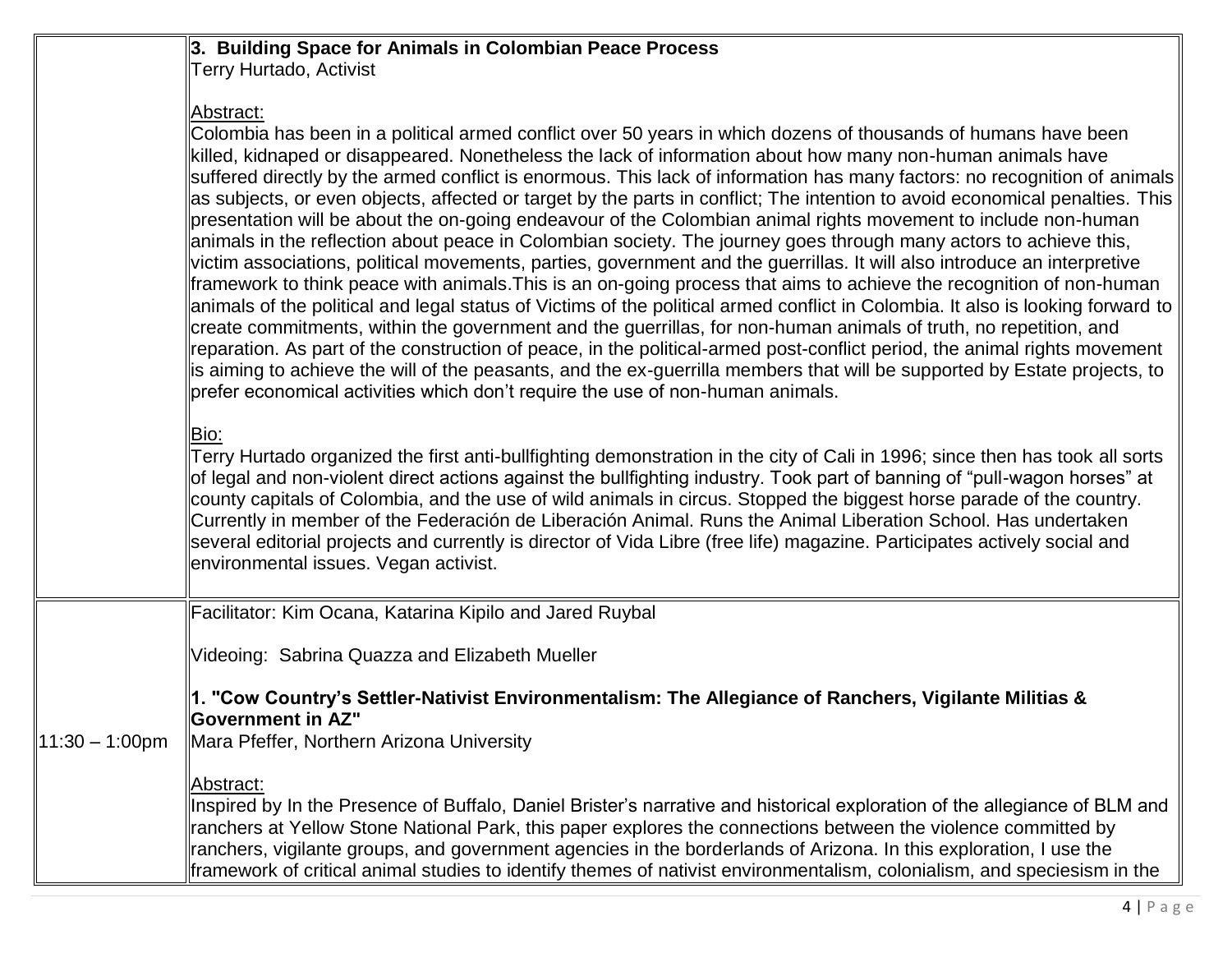| | |
|---|---|
| | **3. Building Space for Animals in Colombian Peace Process**<br>Terry Hurtado, Activist<br><br>Abstract:<br>Colombia has been in a political armed conflict over 50 years in which dozens of thousands of humans have been killed, kidnaped or disappeared. Nonetheless the lack of information about how many non-human animals have suffered directly by the armed conflict is enormous. This lack of information has many factors: no recognition of animals as subjects, or even objects, affected or target by the parts in conflict; The intention to avoid economical penalties. This presentation will be about the on-going endeavour of the Colombian animal rights movement to include non-human animals in the reflection about peace in Colombian society. The journey goes through many actors to achieve this, victim associations, political movements, parties, government and the guerrillas. It will also introduce an interpretive framework to think peace with animals.This is an on-going process that aims to achieve the recognition of non-human animals of the political and legal status of Victims of the political armed conflict in Colombia. It also is looking forward to create commitments, within the government and the guerrillas, for non-human animals of truth, no repetition, and reparation. As part of the construction of peace, in the political-armed post-conflict period, the animal rights movement is aiming to achieve the will of the peasants, and the ex-guerrilla members that will be supported by Estate projects, to prefer economical activities which don't require the use of non-human animals.<br><br>Bio:<br>Terry Hurtado organized the first anti-bullfighting demonstration in the city of Cali in 1996; since then has took all sorts of legal and non-violent direct actions against the bullfighting industry. Took part of banning of "pull-wagon horses" at county capitals of Colombia, and the use of wild animals in circus. Stopped the biggest horse parade of the country. Currently in member of the Federación de Liberación Animal. Runs the Animal Liberation School. Has undertaken several editorial projects and currently is director of Vida Libre (free life) magazine. Participates actively social and environmental issues. Vegan activist. |
| 11:30 – 1:00pm | Facilitator: Kim Ocana, Katarina Kipilo and Jared Ruybal<br><br>Videoing: Sabrina Quazza and Elizabeth Mueller<br><br>**1. "Cow Country's Settler-Nativist Environmentalism: The Allegiance of Ranchers, Vigilante Militias & Government in AZ"**<br>Mara Pfeffer, Northern Arizona University<br><br>Abstract:<br>Inspired by In the Presence of Buffalo, Daniel Brister's narrative and historical exploration of the allegiance of BLM and ranchers at Yellow Stone National Park, this paper explores the connections between the violence committed by ranchers, vigilante groups, and government agencies in the borderlands of Arizona. In this exploration, I use the framework of critical animal studies to identify themes of nativist environmentalism, colonialism, and speciesism in the |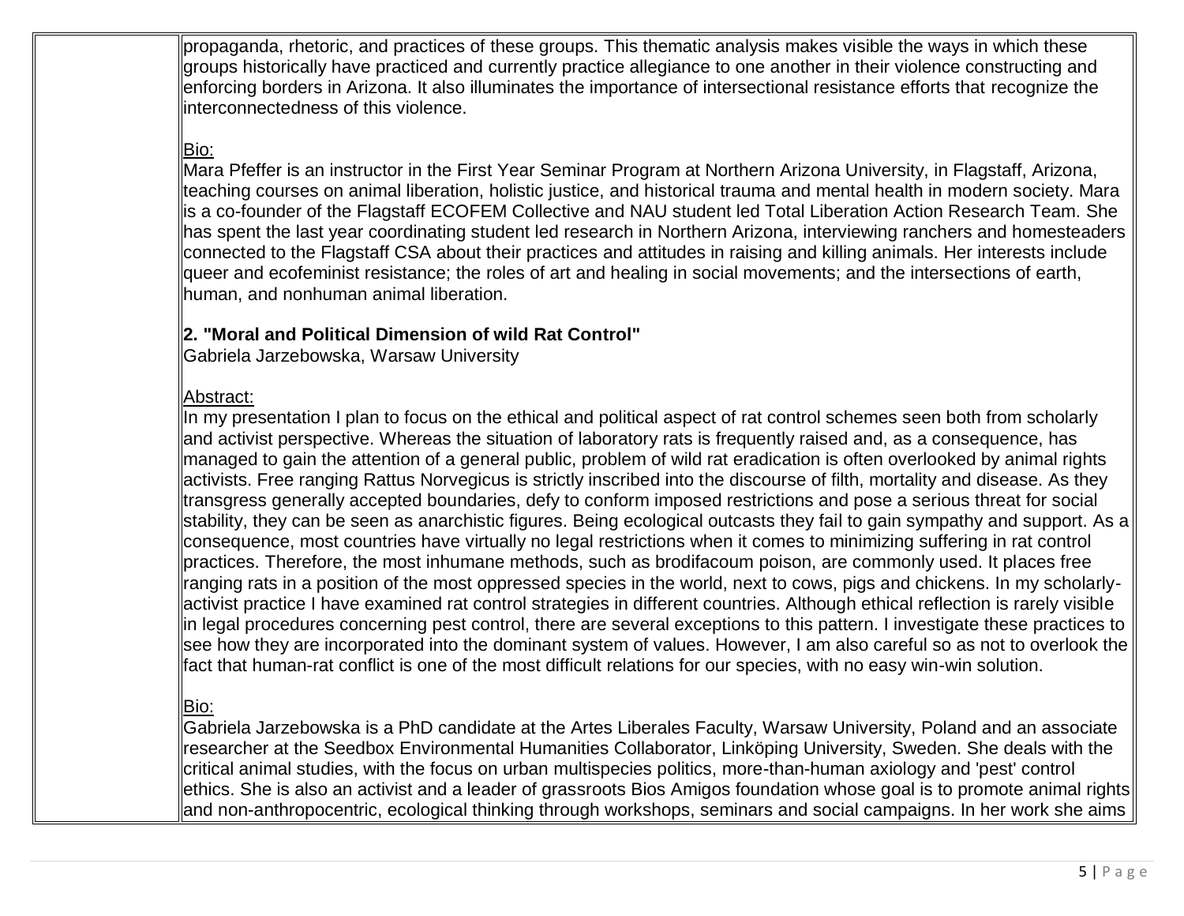propaganda, rhetoric, and practices of these groups. This thematic analysis makes visible the ways in which these groups historically have practiced and currently practice allegiance to one another in their violence constructing and enforcing borders in Arizona. It also illuminates the importance of intersectional resistance efforts that recognize the interconnectedness of this violence.

Bio:

Mara Pfeffer is an instructor in the First Year Seminar Program at Northern Arizona University, in Flagstaff, Arizona, teaching courses on animal liberation, holistic justice, and historical trauma and mental health in modern society. Mara is a co-founder of the Flagstaff ECOFEM Collective and NAU student led Total Liberation Action Research Team. She has spent the last year coordinating student led research in Northern Arizona, interviewing ranchers and homesteaders connected to the Flagstaff CSA about their practices and attitudes in raising and killing animals. Her interests include queer and ecofeminist resistance; the roles of art and healing in social movements; and the intersections of earth, human, and nonhuman animal liberation.

**2. "Moral and Political Dimension of wild Rat Control"**

Gabriela Jarzebowska, Warsaw University

Abstract:

In my presentation I plan to focus on the ethical and political aspect of rat control schemes seen both from scholarly and activist perspective. Whereas the situation of laboratory rats is frequently raised and, as a consequence, has managed to gain the attention of a general public, problem of wild rat eradication is often overlooked by animal rights activists. Free ranging Rattus Norvegicus is strictly inscribed into the discourse of filth, mortality and disease. As they transgress generally accepted boundaries, defy to conform imposed restrictions and pose a serious threat for social stability, they can be seen as anarchistic figures. Being ecological outcasts they fail to gain sympathy and support. As a consequence, most countries have virtually no legal restrictions when it comes to minimizing suffering in rat control practices. Therefore, the most inhumane methods, such as brodifacoum poison, are commonly used. It places free ranging rats in a position of the most oppressed species in the world, next to cows, pigs and chickens. In my scholarly-activist practice I have examined rat control strategies in different countries. Although ethical reflection is rarely visible in legal procedures concerning pest control, there are several exceptions to this pattern. I investigate these practices to see how they are incorporated into the dominant system of values. However, I am also careful so as not to overlook the fact that human-rat conflict is one of the most difficult relations for our species, with no easy win-win solution.

Bio:

Gabriela Jarzebowska is a PhD candidate at the Artes Liberales Faculty, Warsaw University, Poland and an associate researcher at the Seedbox Environmental Humanities Collaborator, Linköping University, Sweden. She deals with the critical animal studies, with the focus on urban multispecies politics, more-than-human axiology and 'pest' control ethics. She is also an activist and a leader of grassroots Bios Amigos foundation whose goal is to promote animal rights and non-anthropocentric, ecological thinking through workshops, seminars and social campaigns. In her work she aims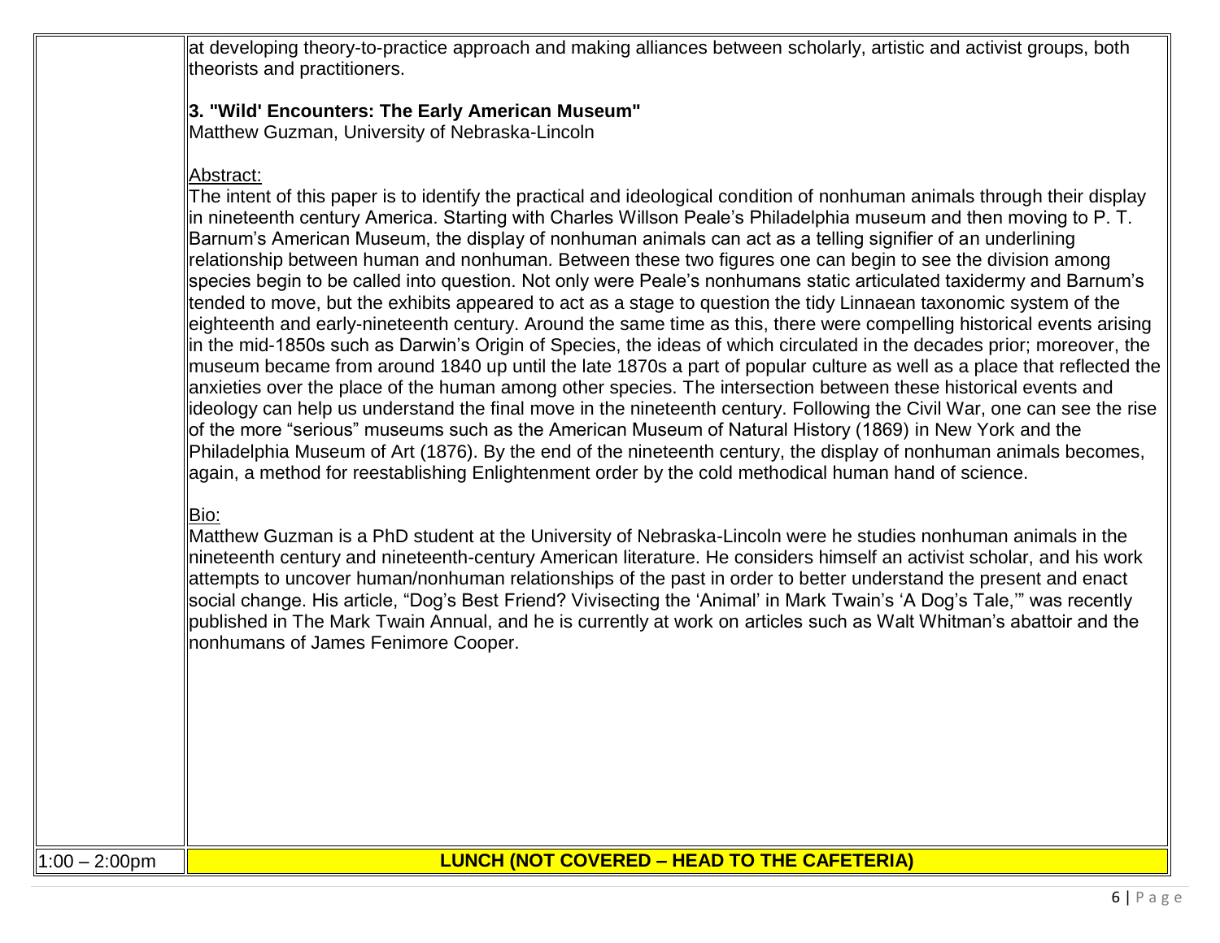at developing theory-to-practice approach and making alliances between scholarly, artistic and activist groups, both theorists and practitioners.

**3. "'Wild' Encounters: The Early American Museum"**
Matthew Guzman, University of Nebraska-Lincoln

Abstract:
The intent of this paper is to identify the practical and ideological condition of nonhuman animals through their display in nineteenth century America. Starting with Charles Willson Peale's Philadelphia museum and then moving to P. T. Barnum's American Museum, the display of nonhuman animals can act as a telling signifier of an underlining relationship between human and nonhuman. Between these two figures one can begin to see the division among species begin to be called into question. Not only were Peale's nonhumans static articulated taxidermy and Barnum's tended to move, but the exhibits appeared to act as a stage to question the tidy Linnaean taxonomic system of the eighteenth and early-nineteenth century. Around the same time as this, there were compelling historical events arising in the mid-1850s such as Darwin's Origin of Species, the ideas of which circulated in the decades prior; moreover, the museum became from around 1840 up until the late 1870s a part of popular culture as well as a place that reflected the anxieties over the place of the human among other species. The intersection between these historical events and ideology can help us understand the final move in the nineteenth century. Following the Civil War, one can see the rise of the more "serious" museums such as the American Museum of Natural History (1869) in New York and the Philadelphia Museum of Art (1876). By the end of the nineteenth century, the display of nonhuman animals becomes, again, a method for reestablishing Enlightenment order by the cold methodical human hand of science.

Bio:
Matthew Guzman is a PhD student at the University of Nebraska-Lincoln were he studies nonhuman animals in the nineteenth century and nineteenth-century American literature. He considers himself an activist scholar, and his work attempts to uncover human/nonhuman relationships of the past in order to better understand the present and enact social change. His article, "Dog's Best Friend? Vivisecting the 'Animal' in Mark Twain's 'A Dog's Tale,'" was recently published in The Mark Twain Annual, and he is currently at work on articles such as Walt Whitman's abattoir and the nonhumans of James Fenimore Cooper.

| 1:00 – 2:00pm | **LUNCH (NOT COVERED – HEAD TO THE CAFETERIA)** |
|---|---|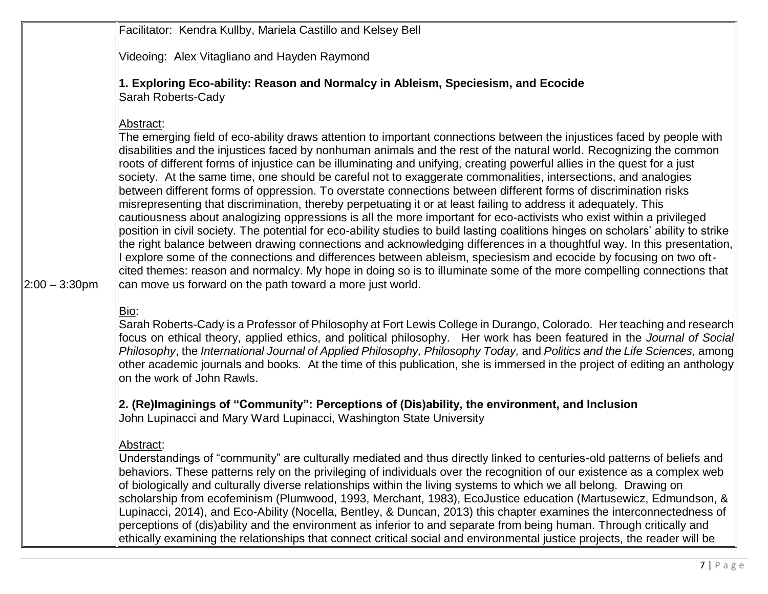| 2:00 – 3:30pm | Facilitator: Kendra Kullby, Mariela Castillo and Kelsey Bell<br><br>Videoing: Alex Vitagliano and Hayden Raymond<br><br>**1. Exploring Eco-ability: Reason and Normalcy in Ableism, Speciesism, and Ecocide**<br>Sarah Roberts-Cady<br><br>Abstract:<br>The emerging field of eco-ability draws attention to important connections between the injustices faced by people with disabilities and the injustices faced by nonhuman animals and the rest of the natural world. Recognizing the common roots of different forms of injustice can be illuminating and unifying, creating powerful allies in the quest for a just society. At the same time, one should be careful not to exaggerate commonalities, intersections, and analogies between different forms of oppression. To overstate connections between different forms of discrimination risks misrepresenting that discrimination, thereby perpetuating it or at least failing to address it adequately. This cautiousness about analogizing oppressions is all the more important for eco-activists who exist within a privileged position in civil society. The potential for eco-ability studies to build lasting coalitions hinges on scholars' ability to strike the right balance between drawing connections and acknowledging differences in a thoughtful way. In this presentation, I explore some of the connections and differences between ableism, speciesism and ecocide by focusing on two oft-cited themes: reason and normalcy. My hope in doing so is to illuminate some of the more compelling connections that can move us forward on the path toward a more just world.<br><br>Bio:<br>Sarah Roberts-Cady is a Professor of Philosophy at Fort Lewis College in Durango, Colorado. Her teaching and research focus on ethical theory, applied ethics, and political philosophy. Her work has been featured in the *Journal of Social Philosophy*, the *International Journal of Applied Philosophy, Philosophy Today,* and *Politics and the Life Sciences,* among other academic journals and books. At the time of this publication, she is immersed in the project of editing an anthology on the work of John Rawls.<br><br>**2. (Re)Imaginings of "Community": Perceptions of (Dis)ability, the environment, and Inclusion**<br>John Lupinacci and Mary Ward Lupinacci, Washington State University<br><br>Abstract:<br>Understandings of "community" are culturally mediated and thus directly linked to centuries-old patterns of beliefs and behaviors. These patterns rely on the privileging of individuals over the recognition of our existence as a complex web of biologically and culturally diverse relationships within the living systems to which we all belong. Drawing on scholarship from ecofeminism (Plumwood, 1993, Merchant, 1983), EcoJustice education (Martusewicz, Edmundson, & Lupinacci, 2014), and Eco-Ability (Nocella, Bentley, & Duncan, 2013) this chapter examines the interconnectedness of perceptions of (dis)ability and the environment as inferior to and separate from being human. Through critically and ethically examining the relationships that connect critical social and environmental justice projects, the reader will be |
|---|---|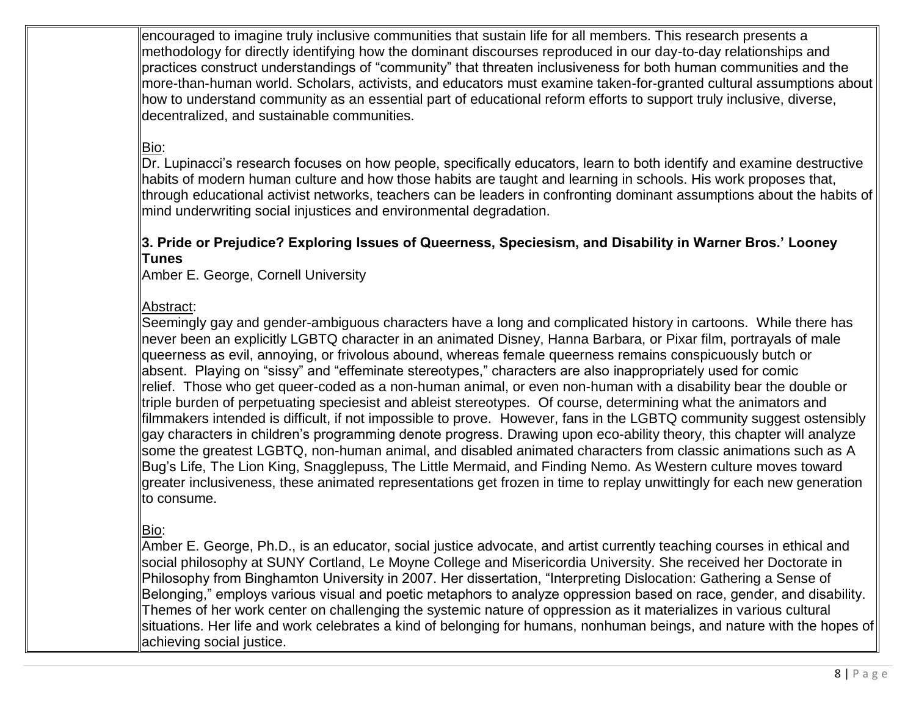encouraged to imagine truly inclusive communities that sustain life for all members. This research presents a methodology for directly identifying how the dominant discourses reproduced in our day-to-day relationships and practices construct understandings of "community" that threaten inclusiveness for both human communities and the more-than-human world. Scholars, activists, and educators must examine taken-for-granted cultural assumptions about how to understand community as an essential part of educational reform efforts to support truly inclusive, diverse, decentralized, and sustainable communities.

Bio:
Dr. Lupinacci's research focuses on how people, specifically educators, learn to both identify and examine destructive habits of modern human culture and how those habits are taught and learning in schools. His work proposes that, through educational activist networks, teachers can be leaders in confronting dominant assumptions about the habits of mind underwriting social injustices and environmental degradation.

**3. Pride or Prejudice? Exploring Issues of Queerness, Speciesism, and Disability in Warner Bros.' Looney Tunes**
Amber E. George, Cornell University

Abstract:
Seemingly gay and gender-ambiguous characters have a long and complicated history in cartoons. While there has never been an explicitly LGBTQ character in an animated Disney, Hanna Barbara, or Pixar film, portrayals of male queerness as evil, annoying, or frivolous abound, whereas female queerness remains conspicuously butch or absent. Playing on "sissy" and "effeminate stereotypes," characters are also inappropriately used for comic relief. Those who get queer-coded as a non-human animal, or even non-human with a disability bear the double or triple burden of perpetuating speciesist and ableist stereotypes. Of course, determining what the animators and filmmakers intended is difficult, if not impossible to prove. However, fans in the LGBTQ community suggest ostensibly gay characters in children's programming denote progress. Drawing upon eco-ability theory, this chapter will analyze some the greatest LGBTQ, non-human animal, and disabled animated characters from classic animations such as A Bug's Life, The Lion King, Snagglepuss, The Little Mermaid, and Finding Nemo. As Western culture moves toward greater inclusiveness, these animated representations get frozen in time to replay unwittingly for each new generation to consume.

Bio:
Amber E. George, Ph.D., is an educator, social justice advocate, and artist currently teaching courses in ethical and social philosophy at SUNY Cortland, Le Moyne College and Misericordia University. She received her Doctorate in Philosophy from Binghamton University in 2007. Her dissertation, "Interpreting Dislocation: Gathering a Sense of Belonging," employs various visual and poetic metaphors to analyze oppression based on race, gender, and disability. Themes of her work center on challenging the systemic nature of oppression as it materializes in various cultural situations. Her life and work celebrates a kind of belonging for humans, nonhuman beings, and nature with the hopes of achieving social justice.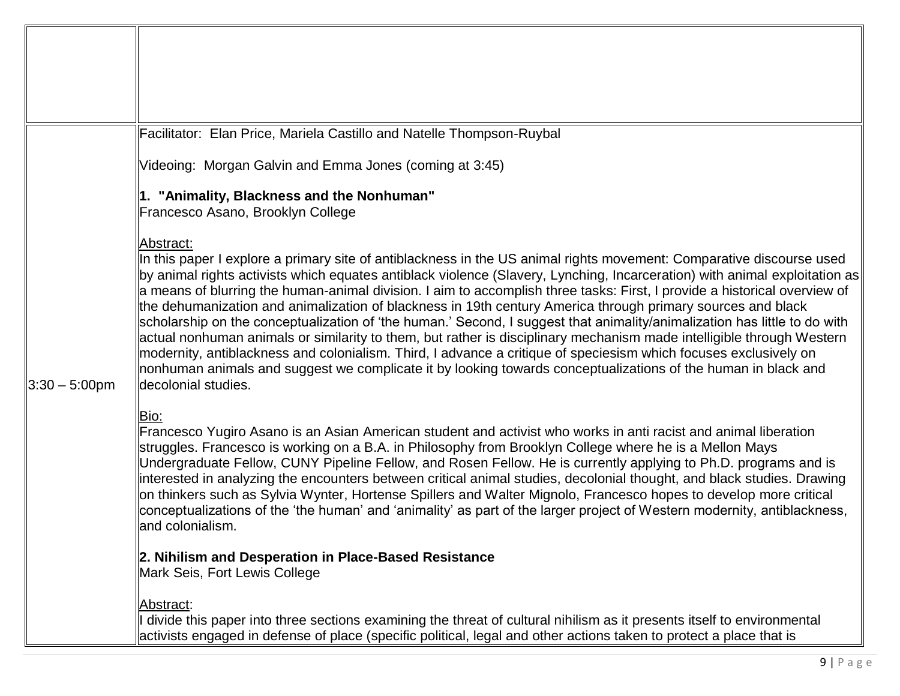| | |
|---|---|
| | |
| 3:30 – 5:00pm | Facilitator: Elan Price, Mariela Castillo and Natelle Thompson-Ruybal<br><br>Videoing: Morgan Galvin and Emma Jones (coming at 3:45)<br><br>**1. "Animality, Blackness and the Nonhuman"**<br>Francesco Asano, Brooklyn College<br><br>Abstract:<br>In this paper I explore a primary site of antiblackness in the US animal rights movement: Comparative discourse used by animal rights activists which equates antiblack violence (Slavery, Lynching, Incarceration) with animal exploitation as a means of blurring the human-animal division. I aim to accomplish three tasks: First, I provide a historical overview of the dehumanization and animalization of blackness in 19th century America through primary sources and black scholarship on the conceptualization of 'the human.' Second, I suggest that animality/animalization has little to do with actual nonhuman animals or similarity to them, but rather is disciplinary mechanism made intelligible through Western modernity, antiblackness and colonialism. Third, I advance a critique of speciesism which focuses exclusively on nonhuman animals and suggest we complicate it by looking towards conceptualizations of the human in black and decolonial studies.<br><br>Bio:<br>Francesco Yugiro Asano is an Asian American student and activist who works in anti racist and animal liberation struggles. Francesco is working on a B.A. in Philosophy from Brooklyn College where he is a Mellon Mays Undergraduate Fellow, CUNY Pipeline Fellow, and Rosen Fellow. He is currently applying to Ph.D. programs and is interested in analyzing the encounters between critical animal studies, decolonial thought, and black studies. Drawing on thinkers such as Sylvia Wynter, Hortense Spillers and Walter Mignolo, Francesco hopes to develop more critical conceptualizations of the 'the human' and 'animality' as part of the larger project of Western modernity, antiblackness, and colonialism.<br><br>**2. Nihilism and Desperation in Place-Based Resistance**<br>Mark Seis, Fort Lewis College<br><br>Abstract:<br>I divide this paper into three sections examining the threat of cultural nihilism as it presents itself to environmental activists engaged in defense of place (specific political, legal and other actions taken to protect a place that is |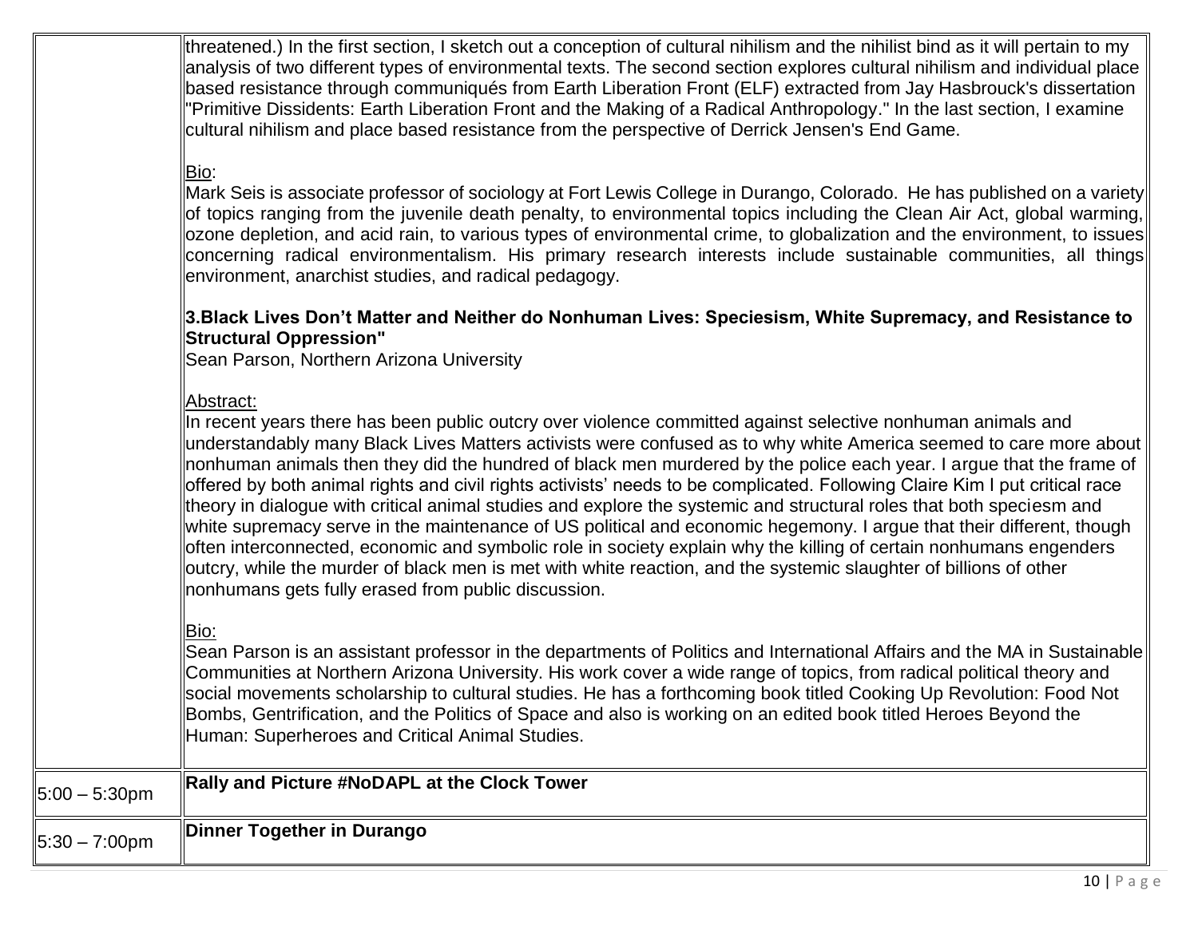| | |
|---|---|
| | threatened.) In the first section, I sketch out a conception of cultural nihilism and the nihilist bind as it will pertain to my analysis of two different types of environmental texts. The second section explores cultural nihilism and individual place based resistance through communiqués from Earth Liberation Front (ELF) extracted from Jay Hasbrouck's dissertation "Primitive Dissidents: Earth Liberation Front and the Making of a Radical Anthropology." In the last section, I examine cultural nihilism and place based resistance from the perspective of Derrick Jensen's End Game.<br><br>Bio:<br>Mark Seis is associate professor of sociology at Fort Lewis College in Durango, Colorado. He has published on a variety of topics ranging from the juvenile death penalty, to environmental topics including the Clean Air Act, global warming, ozone depletion, and acid rain, to various types of environmental crime, to globalization and the environment, to issues concerning radical environmentalism. His primary research interests include sustainable communities, all things environment, anarchist studies, and radical pedagogy.<br><br>**3.Black Lives Don't Matter and Neither do Nonhuman Lives: Speciesism, White Supremacy, and Resistance to Structural Oppression"**<br>Sean Parson, Northern Arizona University<br><br>Abstract:<br>In recent years there has been public outcry over violence committed against selective nonhuman animals and understandably many Black Lives Matters activists were confused as to why white America seemed to care more about nonhuman animals then they did the hundred of black men murdered by the police each year. I argue that the frame of offered by both animal rights and civil rights activists' needs to be complicated. Following Claire Kim I put critical race theory in dialogue with critical animal studies and explore the systemic and structural roles that both speciesm and white supremacy serve in the maintenance of US political and economic hegemony. I argue that their different, though often interconnected, economic and symbolic role in society explain why the killing of certain nonhumans engenders outcry, while the murder of black men is met with white reaction, and the systemic slaughter of billions of other nonhumans gets fully erased from public discussion.<br><br>Bio:<br>Sean Parson is an assistant professor in the departments of Politics and International Affairs and the MA in Sustainable Communities at Northern Arizona University. His work cover a wide range of topics, from radical political theory and social movements scholarship to cultural studies. He has a forthcoming book titled Cooking Up Revolution: Food Not Bombs, Gentrification, and the Politics of Space and also is working on an edited book titled Heroes Beyond the Human: Superheroes and Critical Animal Studies. |
| 5:00 – 5:30pm | **Rally and Picture #NoDAPL at the Clock Tower** |
| 5:30 – 7:00pm | **Dinner Together in Durango** |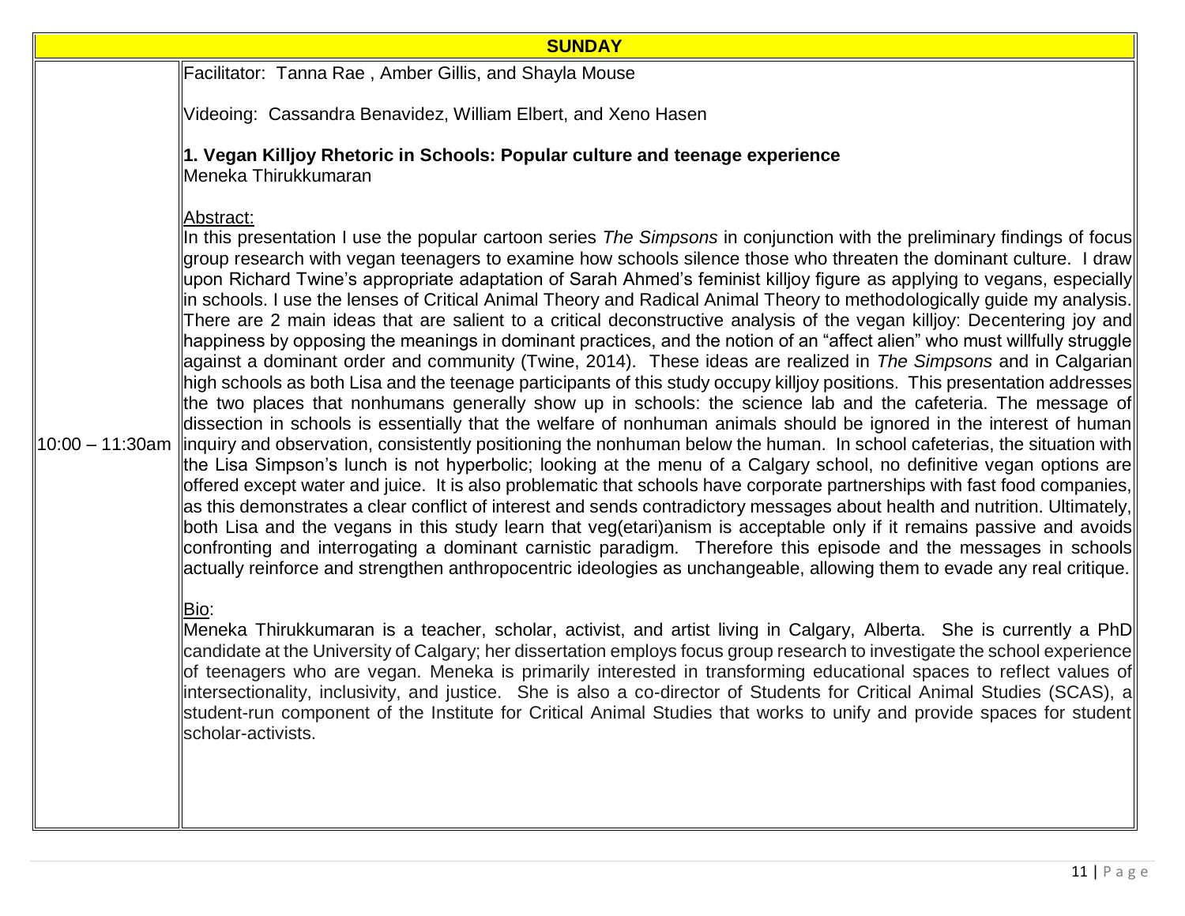## SUNDAY

**10:00 – 11:30am**

Facilitator: Tanna Rae , Amber Gillis, and Shayla Mouse

Videoing: Cassandra Benavidez, William Elbert, and Xeno Hasen

**1. Vegan Killjoy Rhetoric in Schools: Popular culture and teenage experience**
Meneka Thirukkumaran

Abstract:
In this presentation I use the popular cartoon series *The Simpsons* in conjunction with the preliminary findings of focus group research with vegan teenagers to examine how schools silence those who threaten the dominant culture. I draw upon Richard Twine's appropriate adaptation of Sarah Ahmed's feminist killjoy figure as applying to vegans, especially in schools. I use the lenses of Critical Animal Theory and Radical Animal Theory to methodologically guide my analysis. There are 2 main ideas that are salient to a critical deconstructive analysis of the vegan killjoy: Decentering joy and happiness by opposing the meanings in dominant practices, and the notion of an "affect alien" who must willfully struggle against a dominant order and community (Twine, 2014). These ideas are realized in *The Simpsons* and in Calgarian high schools as both Lisa and the teenage participants of this study occupy killjoy positions. This presentation addresses the two places that nonhumans generally show up in schools: the science lab and the cafeteria. The message of dissection in schools is essentially that the welfare of nonhuman animals should be ignored in the interest of human inquiry and observation, consistently positioning the nonhuman below the human. In school cafeterias, the situation with the Lisa Simpson's lunch is not hyperbolic; looking at the menu of a Calgary school, no definitive vegan options are offered except water and juice. It is also problematic that schools have corporate partnerships with fast food companies, as this demonstrates a clear conflict of interest and sends contradictory messages about health and nutrition. Ultimately, both Lisa and the vegans in this study learn that veg(etari)anism is acceptable only if it remains passive and avoids confronting and interrogating a dominant carnistic paradigm. Therefore this episode and the messages in schools actually reinforce and strengthen anthropocentric ideologies as unchangeable, allowing them to evade any real critique.

Bio:
Meneka Thirukkumaran is a teacher, scholar, activist, and artist living in Calgary, Alberta. She is currently a PhD candidate at the University of Calgary; her dissertation employs focus group research to investigate the school experience of teenagers who are vegan. Meneka is primarily interested in transforming educational spaces to reflect values of intersectionality, inclusivity, and justice. She is also a co-director of Students for Critical Animal Studies (SCAS), a student-run component of the Institute for Critical Animal Studies that works to unify and provide spaces for student scholar-activists.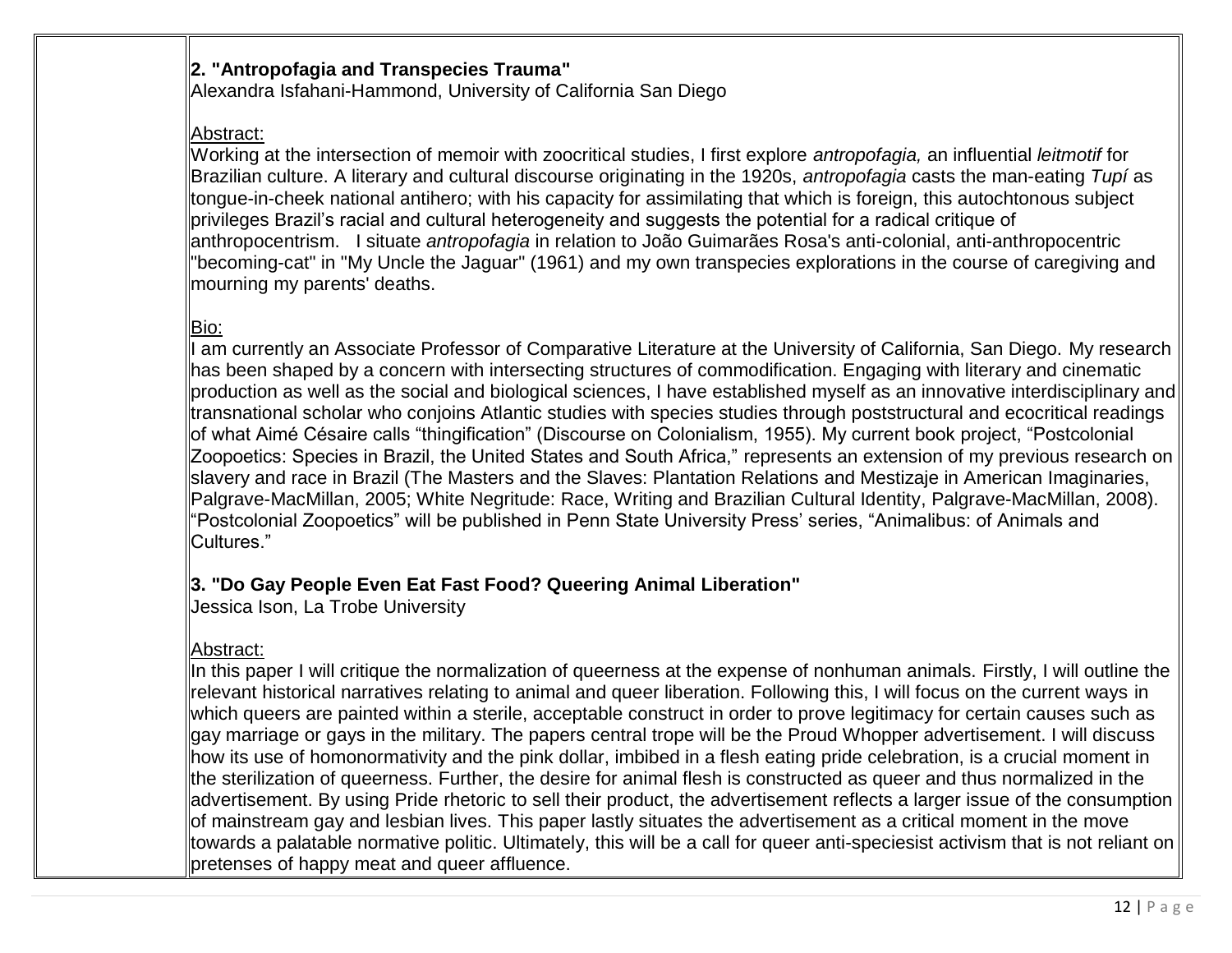**2. "Antropofagia and Transpecies Trauma"**
Alexandra Isfahani-Hammond, University of California San Diego

Abstract:
Working at the intersection of memoir with zoocritical studies, I first explore *antropofagia,* an influential *leitmotif* for Brazilian culture. A literary and cultural discourse originating in the 1920s, *antropofagia* casts the man-eating *Tupí* as tongue-in-cheek national antihero; with his capacity for assimilating that which is foreign, this autochtonous subject privileges Brazil's racial and cultural heterogeneity and suggests the potential for a radical critique of anthropocentrism. I situate *antropofagia* in relation to João Guimarães Rosa's anti-colonial, anti-anthropocentric "becoming-cat" in "My Uncle the Jaguar" (1961) and my own transpecies explorations in the course of caregiving and mourning my parents' deaths.

Bio:
I am currently an Associate Professor of Comparative Literature at the University of California, San Diego. My research has been shaped by a concern with intersecting structures of commodification. Engaging with literary and cinematic production as well as the social and biological sciences, I have established myself as an innovative interdisciplinary and transnational scholar who conjoins Atlantic studies with species studies through poststructural and ecocritical readings of what Aimé Césaire calls "thingification" (Discourse on Colonialism, 1955). My current book project, "Postcolonial Zoopoetics: Species in Brazil, the United States and South Africa," represents an extension of my previous research on slavery and race in Brazil (The Masters and the Slaves: Plantation Relations and Mestizaje in American Imaginaries, Palgrave-MacMillan, 2005; White Negritude: Race, Writing and Brazilian Cultural Identity, Palgrave-MacMillan, 2008). "Postcolonial Zoopoetics" will be published in Penn State University Press' series, "Animalibus: of Animals and Cultures."

**3. "Do Gay People Even Eat Fast Food? Queering Animal Liberation"**
Jessica Ison, La Trobe University

Abstract:
In this paper I will critique the normalization of queerness at the expense of nonhuman animals. Firstly, I will outline the relevant historical narratives relating to animal and queer liberation. Following this, I will focus on the current ways in which queers are painted within a sterile, acceptable construct in order to prove legitimacy for certain causes such as gay marriage or gays in the military. The papers central trope will be the Proud Whopper advertisement. I will discuss how its use of homonormativity and the pink dollar, imbibed in a flesh eating pride celebration, is a crucial moment in the sterilization of queerness. Further, the desire for animal flesh is constructed as queer and thus normalized in the advertisement. By using Pride rhetoric to sell their product, the advertisement reflects a larger issue of the consumption of mainstream gay and lesbian lives. This paper lastly situates the advertisement as a critical moment in the move towards a palatable normative politic. Ultimately, this will be a call for queer anti-speciesist activism that is not reliant on pretenses of happy meat and queer affluence.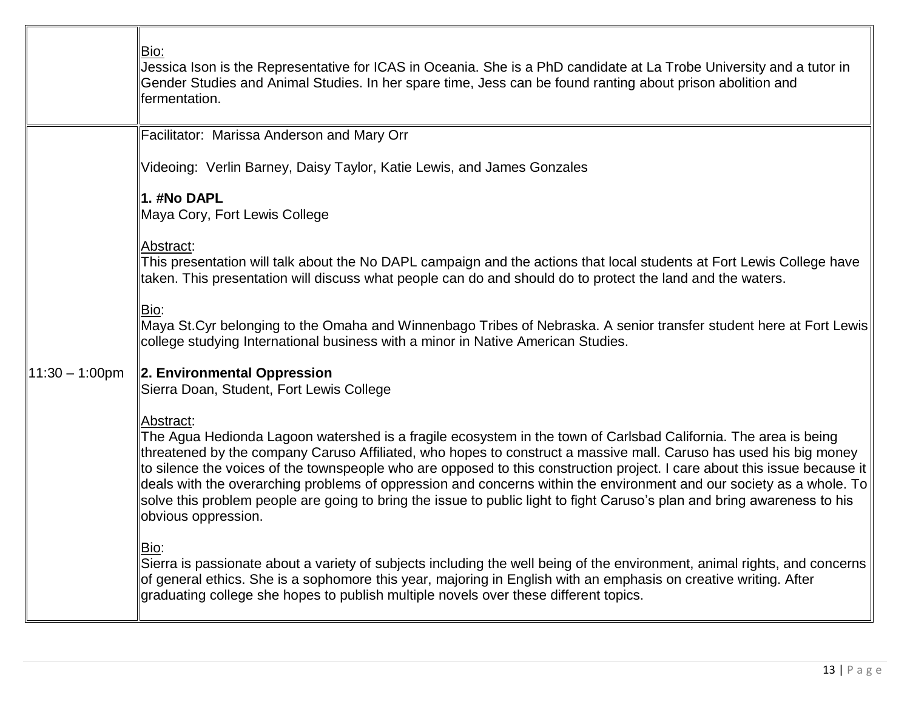| | |
|---|---|
| | Bio:<br>Jessica Ison is the Representative for ICAS in Oceania. She is a PhD candidate at La Trobe University and a tutor in Gender Studies and Animal Studies. In her spare time, Jess can be found ranting about prison abolition and fermentation. |
| 11:30 – 1:00pm | Facilitator: Marissa Anderson and Mary Orr<br><br>Videoing: Verlin Barney, Daisy Taylor, Katie Lewis, and James Gonzales<br><br>**1. #No DAPL**<br>Maya Cory, Fort Lewis College<br><br>Abstract:<br>This presentation will talk about the No DAPL campaign and the actions that local students at Fort Lewis College have taken. This presentation will discuss what people can do and should do to protect the land and the waters.<br><br>Bio:<br>Maya St.Cyr belonging to the Omaha and Winnenbago Tribes of Nebraska. A senior transfer student here at Fort Lewis college studying International business with a minor in Native American Studies.<br><br>**2. Environmental Oppression**<br>Sierra Doan, Student, Fort Lewis College<br><br>Abstract:<br>The Agua Hedionda Lagoon watershed is a fragile ecosystem in the town of Carlsbad California. The area is being threatened by the company Caruso Affiliated, who hopes to construct a massive mall. Caruso has used his big money to silence the voices of the townspeople who are opposed to this construction project. I care about this issue because it deals with the overarching problems of oppression and concerns within the environment and our society as a whole. To solve this problem people are going to bring the issue to public light to fight Caruso's plan and bring awareness to his obvious oppression.<br><br>Bio:<br>Sierra is passionate about a variety of subjects including the well being of the environment, animal rights, and concerns of general ethics. She is a sophomore this year, majoring in English with an emphasis on creative writing. After graduating college she hopes to publish multiple novels over these different topics. |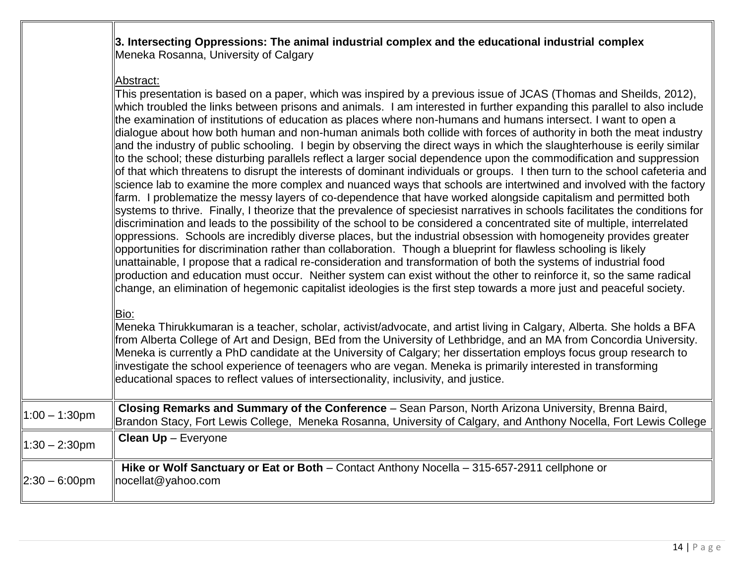| | |
|---|---|
| | **3. Intersecting Oppressions: The animal industrial complex and the educational industrial complex**<br>Meneka Rosanna, University of Calgary<br><br>Abstract:<br>This presentation is based on a paper, which was inspired by a previous issue of JCAS (Thomas and Sheilds, 2012), which troubled the links between prisons and animals. I am interested in further expanding this parallel to also include the examination of institutions of education as places where non-humans and humans intersect. I want to open a dialogue about how both human and non-human animals both collide with forces of authority in both the meat industry and the industry of public schooling. I begin by observing the direct ways in which the slaughterhouse is eerily similar to the school; these disturbing parallels reflect a larger social dependence upon the commodification and suppression of that which threatens to disrupt the interests of dominant individuals or groups. I then turn to the school cafeteria and science lab to examine the more complex and nuanced ways that schools are intertwined and involved with the factory farm. I problematize the messy layers of co-dependence that have worked alongside capitalism and permitted both systems to thrive. Finally, I theorize that the prevalence of speciesist narratives in schools facilitates the conditions for discrimination and leads to the possibility of the school to be considered a concentrated site of multiple, interrelated oppressions. Schools are incredibly diverse places, but the industrial obsession with homogeneity provides greater opportunities for discrimination rather than collaboration. Though a blueprint for flawless schooling is likely unattainable, I propose that a radical re-consideration and transformation of both the systems of industrial food production and education must occur. Neither system can exist without the other to reinforce it, so the same radical change, an elimination of hegemonic capitalist ideologies is the first step towards a more just and peaceful society.<br><br>Bio:<br>Meneka Thirukkumaran is a teacher, scholar, activist/advocate, and artist living in Calgary, Alberta. She holds a BFA from Alberta College of Art and Design, BEd from the University of Lethbridge, and an MA from Concordia University. Meneka is currently a PhD candidate at the University of Calgary; her dissertation employs focus group research to investigate the school experience of teenagers who are vegan. Meneka is primarily interested in transforming educational spaces to reflect values of intersectionality, inclusivity, and justice. |
| 1:00 – 1:30pm | **Closing Remarks and Summary of the Conference** – Sean Parson, North Arizona University, Brenna Baird, Brandon Stacy, Fort Lewis College, Meneka Rosanna, University of Calgary, and Anthony Nocella, Fort Lewis College |
| 1:30 – 2:30pm | **Clean Up** – Everyone |
| 2:30 – 6:00pm | **Hike or Wolf Sanctuary or Eat or Both** – Contact Anthony Nocella – 315-657-2911 cellphone or nocellat@yahoo.com |